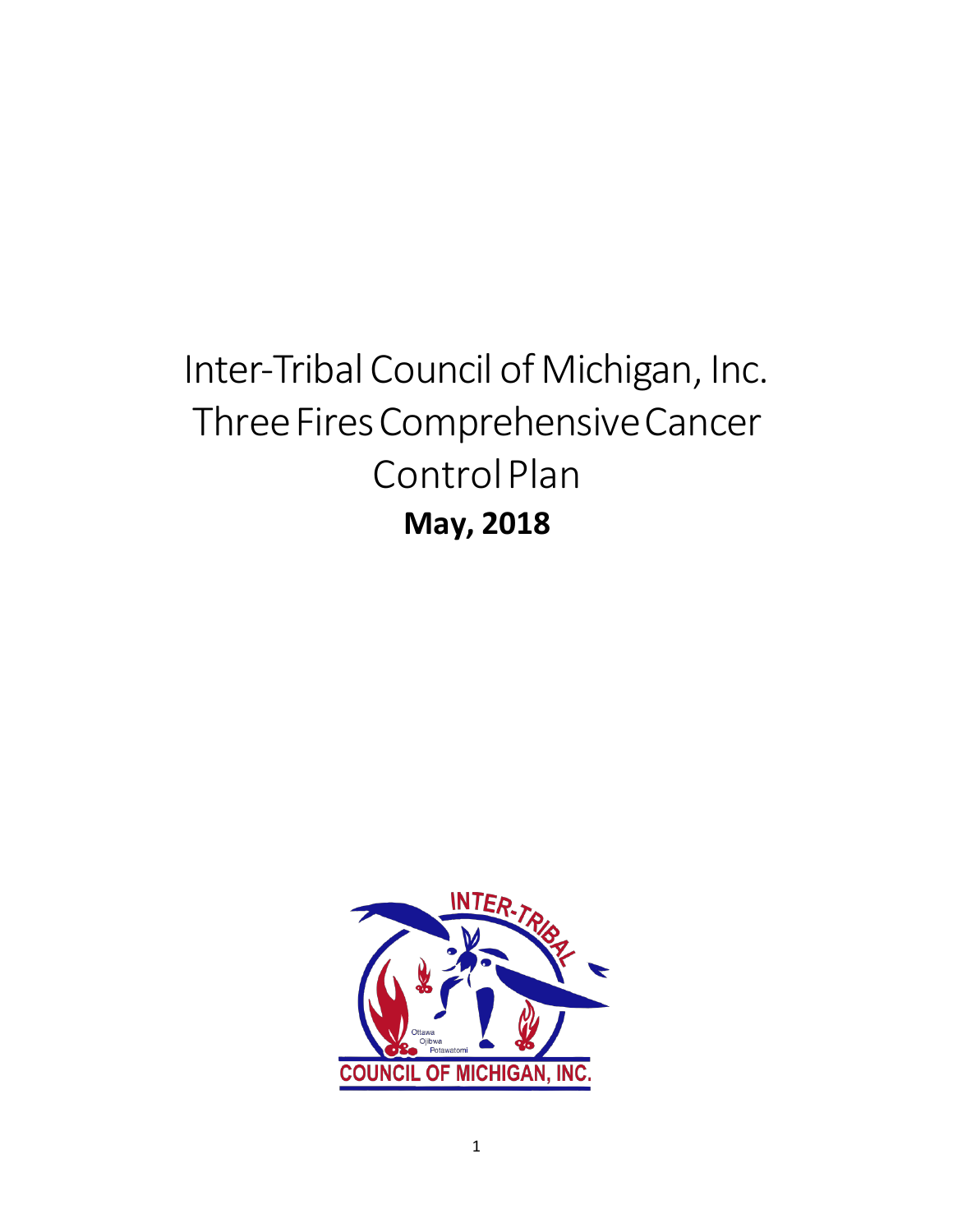# Inter-Tribal Council of Michigan, Inc. Three Fires Comprehensive Cancer Control Plan

**May, 2018**

INTER-TRIBAL

Ottawa
Ojibwa
Potawatomi

COUNCIL OF MICHIGAN, INC.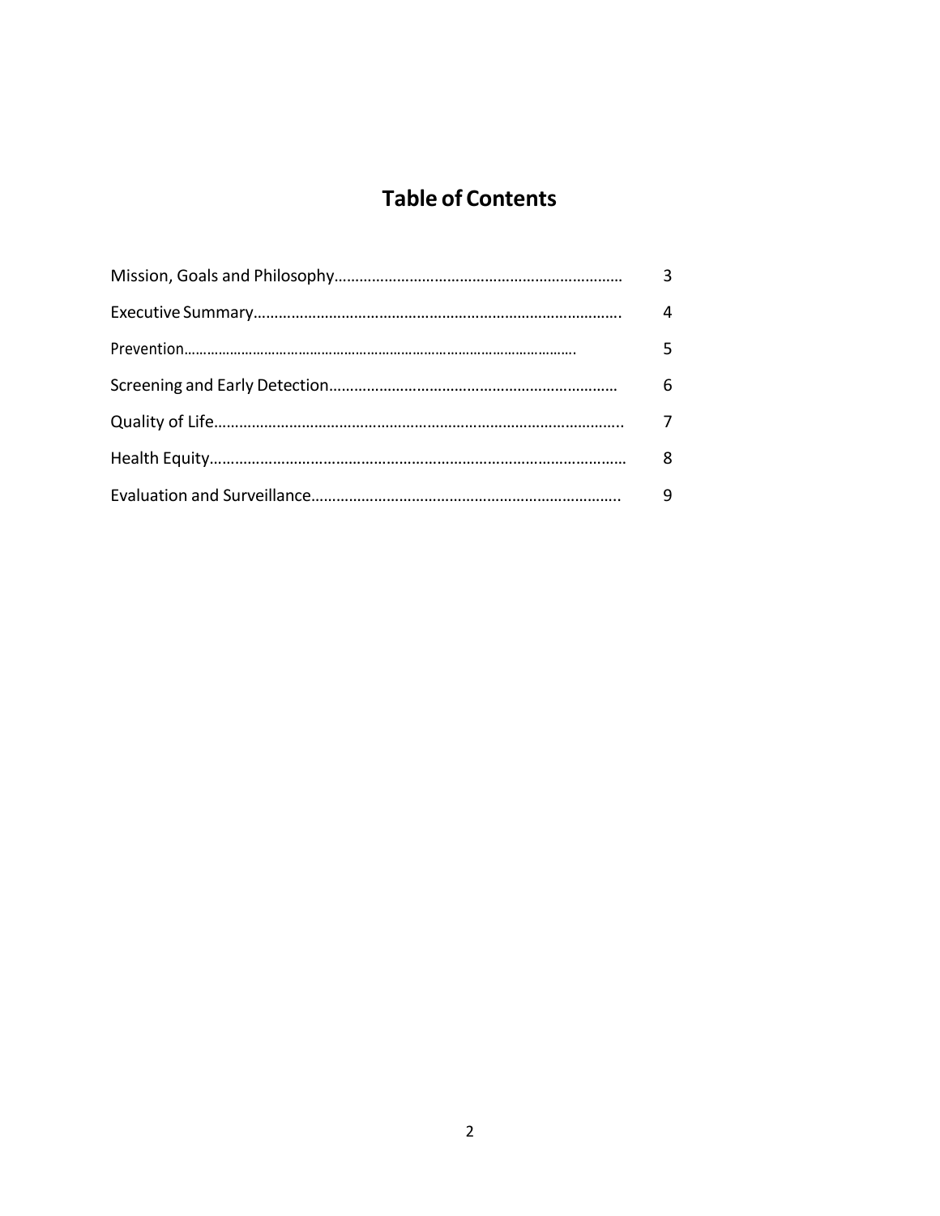# Table of Contents

| | |
|---|---|
| Mission, Goals and Philosophy…………………………………………………………… | 3 |
| Executive Summary…………………………………………………………………………. | 4 |
| Prevention……………………………………………………………………………………………. | 5 |
| Screening and Early Detection…………………………………………………………… | 6 |
| Quality of Life…………………………………………………………………………………….. | 7 |
| Health Equity………………………………………………………………………………………. | 8 |
| Evaluation and Surveillance………………………………………………………………... | 9 |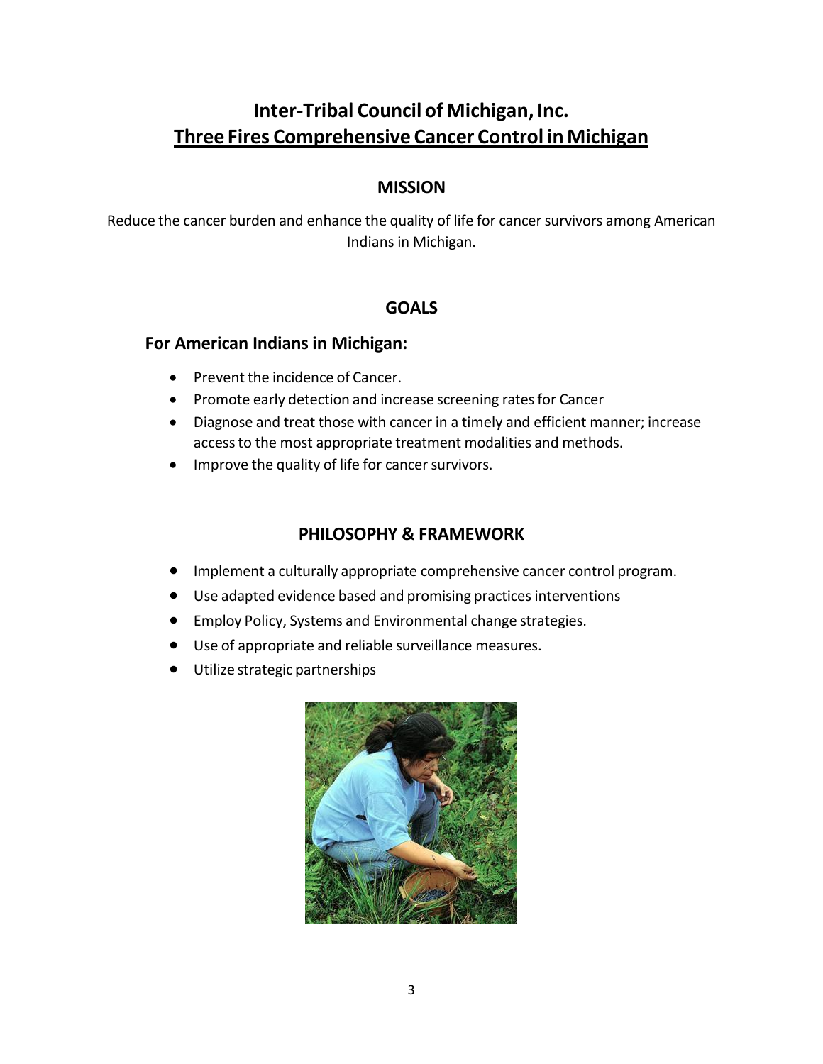# Inter-Tribal Council of Michigan, Inc.

## Three Fires Comprehensive Cancer Control in Michigan

### MISSION

Reduce the cancer burden and enhance the quality of life for cancer survivors among American Indians in Michigan.

### GOALS

**For American Indians in Michigan:**

- Prevent the incidence of Cancer.
- Promote early detection and increase screening rates for Cancer
- Diagnose and treat those with cancer in a timely and efficient manner; increase access to the most appropriate treatment modalities and methods.
- Improve the quality of life for cancer survivors.

### PHILOSOPHY & FRAMEWORK

- Implement a culturally appropriate comprehensive cancer control program.
- Use adapted evidence based and promising practices interventions
- Employ Policy, Systems and Environmental change strategies.
- Use of appropriate and reliable surveillance measures.
- Utilize strategic partnerships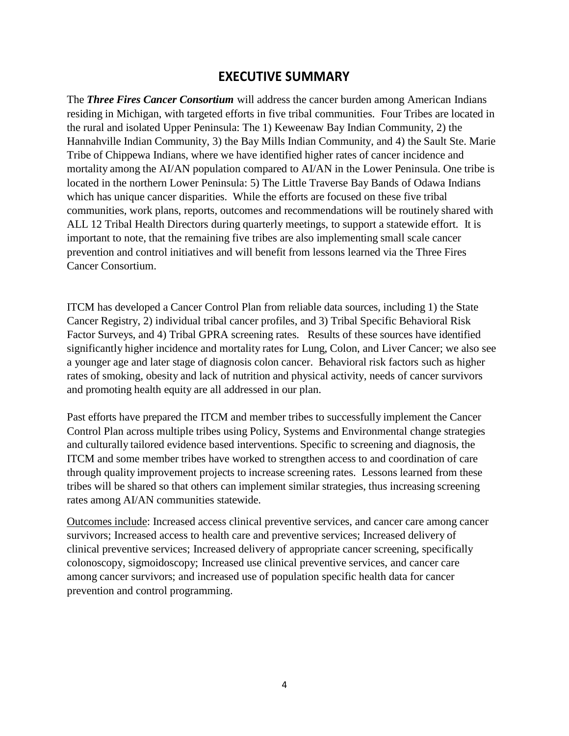## EXECUTIVE SUMMARY

The ***Three Fires Cancer Consortium*** will address the cancer burden among American Indians residing in Michigan, with targeted efforts in five tribal communities. Four Tribes are located in the rural and isolated Upper Peninsula: The 1) Keweenaw Bay Indian Community, 2) the Hannahville Indian Community, 3) the Bay Mills Indian Community, and 4) the Sault Ste. Marie Tribe of Chippewa Indians, where we have identified higher rates of cancer incidence and mortality among the AI/AN population compared to AI/AN in the Lower Peninsula. One tribe is located in the northern Lower Peninsula: 5) The Little Traverse Bay Bands of Odawa Indians which has unique cancer disparities. While the efforts are focused on these five tribal communities, work plans, reports, outcomes and recommendations will be routinely shared with ALL 12 Tribal Health Directors during quarterly meetings, to support a statewide effort. It is important to note, that the remaining five tribes are also implementing small scale cancer prevention and control initiatives and will benefit from lessons learned via the Three Fires Cancer Consortium.

ITCM has developed a Cancer Control Plan from reliable data sources, including 1) the State Cancer Registry, 2) individual tribal cancer profiles, and 3) Tribal Specific Behavioral Risk Factor Surveys, and 4) Tribal GPRA screening rates. Results of these sources have identified significantly higher incidence and mortality rates for Lung, Colon, and Liver Cancer; we also see a younger age and later stage of diagnosis colon cancer. Behavioral risk factors such as higher rates of smoking, obesity and lack of nutrition and physical activity, needs of cancer survivors and promoting health equity are all addressed in our plan.

Past efforts have prepared the ITCM and member tribes to successfully implement the Cancer Control Plan across multiple tribes using Policy, Systems and Environmental change strategies and culturally tailored evidence based interventions. Specific to screening and diagnosis, the ITCM and some member tribes have worked to strengthen access to and coordination of care through quality improvement projects to increase screening rates. Lessons learned from these tribes will be shared so that others can implement similar strategies, thus increasing screening rates among AI/AN communities statewide.

<u>Outcomes include</u>: Increased access clinical preventive services, and cancer care among cancer survivors; Increased access to health care and preventive services; Increased delivery of clinical preventive services; Increased delivery of appropriate cancer screening, specifically colonoscopy, sigmoidoscopy; Increased use clinical preventive services, and cancer care among cancer survivors; and increased use of population specific health data for cancer prevention and control programming.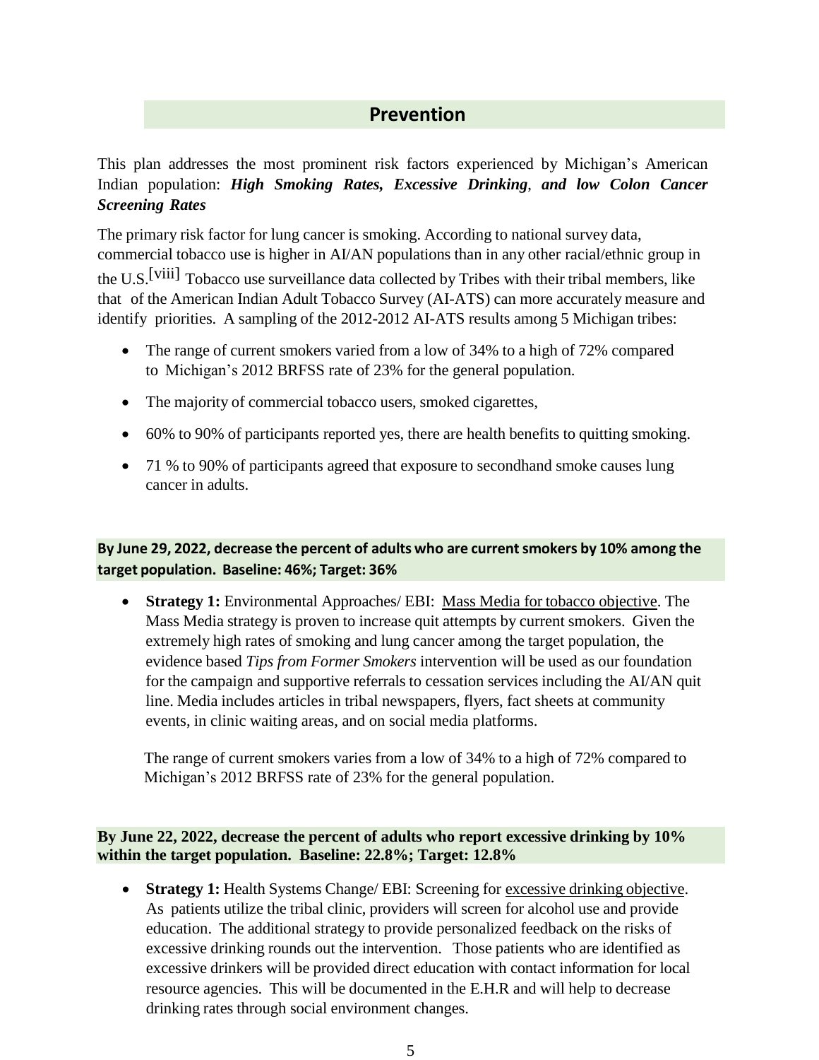## Prevention

This plan addresses the most prominent risk factors experienced by Michigan's American Indian population: ***High Smoking Rates, Excessive Drinking*, *and low Colon Cancer Screening Rates***

The primary risk factor for lung cancer is smoking. According to national survey data, commercial tobacco use is higher in AI/AN populations than in any other racial/ethnic group in the U.S.[viii] Tobacco use surveillance data collected by Tribes with their tribal members, like that of the American Indian Adult Tobacco Survey (AI-ATS) can more accurately measure and identify priorities. A sampling of the 2012-2012 AI-ATS results among 5 Michigan tribes:

- The range of current smokers varied from a low of 34% to a high of 72% compared to Michigan's 2012 BRFSS rate of 23% for the general population.
- The majority of commercial tobacco users, smoked cigarettes,
- 60% to 90% of participants reported yes, there are health benefits to quitting smoking.
- 71 % to 90% of participants agreed that exposure to secondhand smoke causes lung cancer in adults.

**By June 29, 2022, decrease the percent of adults who are current smokers by 10% among the target population. Baseline: 46%; Target: 36%**

- **Strategy 1:** Environmental Approaches/ EBI: Mass Media for tobacco objective. The Mass Media strategy is proven to increase quit attempts by current smokers. Given the extremely high rates of smoking and lung cancer among the target population, the evidence based *Tips from Former Smokers* intervention will be used as our foundation for the campaign and supportive referrals to cessation services including the AI/AN quit line. Media includes articles in tribal newspapers, flyers, fact sheets at community events, in clinic waiting areas, and on social media platforms.

  The range of current smokers varies from a low of 34% to a high of 72% compared to Michigan's 2012 BRFSS rate of 23% for the general population.

**By June 22, 2022, decrease the percent of adults who report excessive drinking by 10% within the target population. Baseline: 22.8%; Target: 12.8%**

- **Strategy 1:** Health Systems Change/ EBI: Screening for excessive drinking objective. As patients utilize the tribal clinic, providers will screen for alcohol use and provide education. The additional strategy to provide personalized feedback on the risks of excessive drinking rounds out the intervention. Those patients who are identified as excessive drinkers will be provided direct education with contact information for local resource agencies. This will be documented in the E.H.R and will help to decrease drinking rates through social environment changes.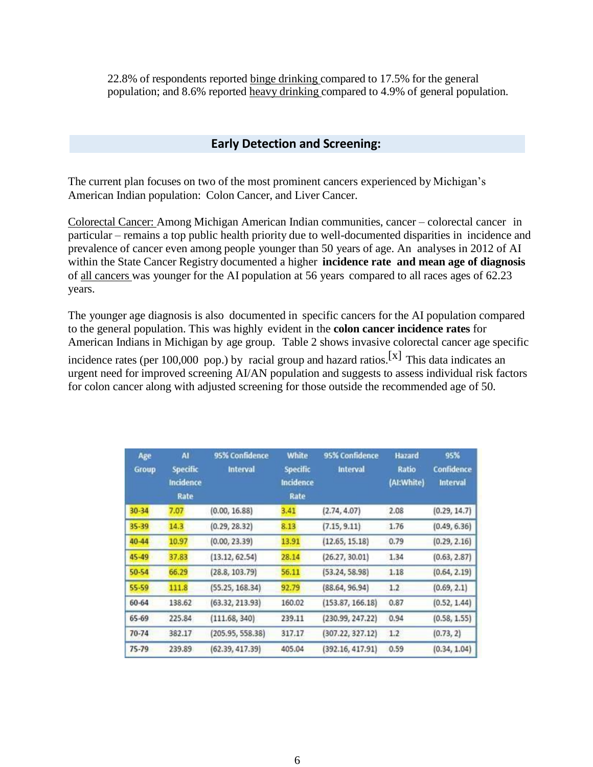22.8% of respondents reported binge drinking compared to 17.5% for the general population; and 8.6% reported heavy drinking compared to 4.9% of general population.

## Early Detection and Screening:

The current plan focuses on two of the most prominent cancers experienced by Michigan's American Indian population: Colon Cancer, and Liver Cancer.

Colorectal Cancer: Among Michigan American Indian communities, cancer – colorectal cancer in particular – remains a top public health priority due to well-documented disparities in incidence and prevalence of cancer even among people younger than 50 years of age. An analyses in 2012 of AI within the State Cancer Registry documented a higher **incidence rate and mean age of diagnosis** of all cancers was younger for the AI population at 56 years compared to all races ages of 62.23 years.

The younger age diagnosis is also documented in specific cancers for the AI population compared to the general population. This was highly evident in the **colon cancer incidence rates** for American Indians in Michigan by age group. Table 2 shows invasive colorectal cancer age specific incidence rates (per 100,000 pop.) by racial group and hazard ratios.[x] This data indicates an urgent need for improved screening AI/AN population and suggests to assess individual risk factors for colon cancer along with adjusted screening for those outside the recommended age of 50.

| Age Group | AI Specific Incidence Rate | 95% Confidence Interval | White Specific Incidence Rate | 95% Confidence Interval | Hazard Ratio (AI:White) | 95% Confidence Interval |
|---|---|---|---|---|---|---|
| 30-34 | 7.07 | (0.00, 16.88) | 3.41 | (2.74, 4.07) | 2.08 | (0.29, 14.7) |
| 35-39 | 14.3 | (0.29, 28.32) | 8.13 | (7.15, 9.11) | 1.76 | (0.49, 6.36) |
| 40-44 | 10.97 | (0.00, 23.39) | 13.91 | (12.65, 15.18) | 0.79 | (0.29, 2.16) |
| 45-49 | 37.83 | (13.12, 62.54) | 28.14 | (26.27, 30.01) | 1.34 | (0.63, 2.87) |
| 50-54 | 66.29 | (28.8, 103.79) | 56.11 | (53.24, 58.98) | 1.18 | (0.64, 2.19) |
| 55-59 | 111.8 | (55.25, 168.34) | 92.79 | (88.64, 96.94) | 1.2 | (0.69, 2.1) |
| 60-64 | 138.62 | (63.32, 213.93) | 160.02 | (153.87, 166.18) | 0.87 | (0.52, 1.44) |
| 65-69 | 225.84 | (111.68, 340) | 239.11 | (230.99, 247.22) | 0.94 | (0.58, 1.55) |
| 70-74 | 382.17 | (205.95, 558.38) | 317.17 | (307.22, 327.12) | 1.2 | (0.73, 2) |
| 75-79 | 239.89 | (62.39, 417.39) | 405.04 | (392.16, 417.91) | 0.59 | (0.34, 1.04) |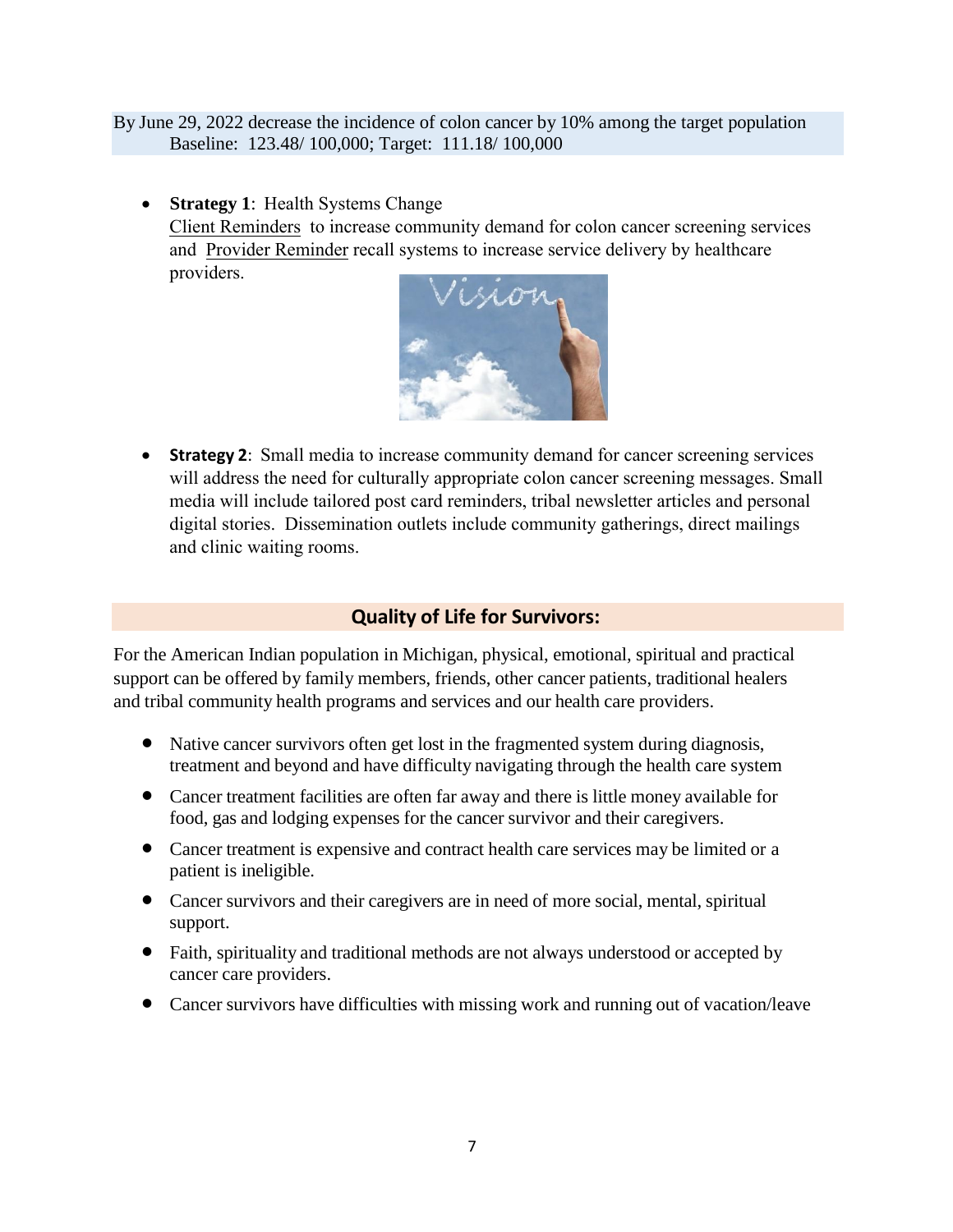By June 29, 2022 decrease the incidence of colon cancer by 10% among the target population
Baseline: 123.48/ 100,000; Target: 111.18/ 100,000

- **Strategy 1**: Health Systems Change
  Client Reminders to increase community demand for colon cancer screening services and Provider Reminder recall systems to increase service delivery by healthcare providers.

- **Strategy 2**: Small media to increase community demand for cancer screening services will address the need for culturally appropriate colon cancer screening messages. Small media will include tailored post card reminders, tribal newsletter articles and personal digital stories. Dissemination outlets include community gatherings, direct mailings and clinic waiting rooms.

## Quality of Life for Survivors:

For the American Indian population in Michigan, physical, emotional, spiritual and practical support can be offered by family members, friends, other cancer patients, traditional healers and tribal community health programs and services and our health care providers.

- Native cancer survivors often get lost in the fragmented system during diagnosis, treatment and beyond and have difficulty navigating through the health care system
- Cancer treatment facilities are often far away and there is little money available for food, gas and lodging expenses for the cancer survivor and their caregivers.
- Cancer treatment is expensive and contract health care services may be limited or a patient is ineligible.
- Cancer survivors and their caregivers are in need of more social, mental, spiritual support.
- Faith, spirituality and traditional methods are not always understood or accepted by cancer care providers.
- Cancer survivors have difficulties with missing work and running out of vacation/leave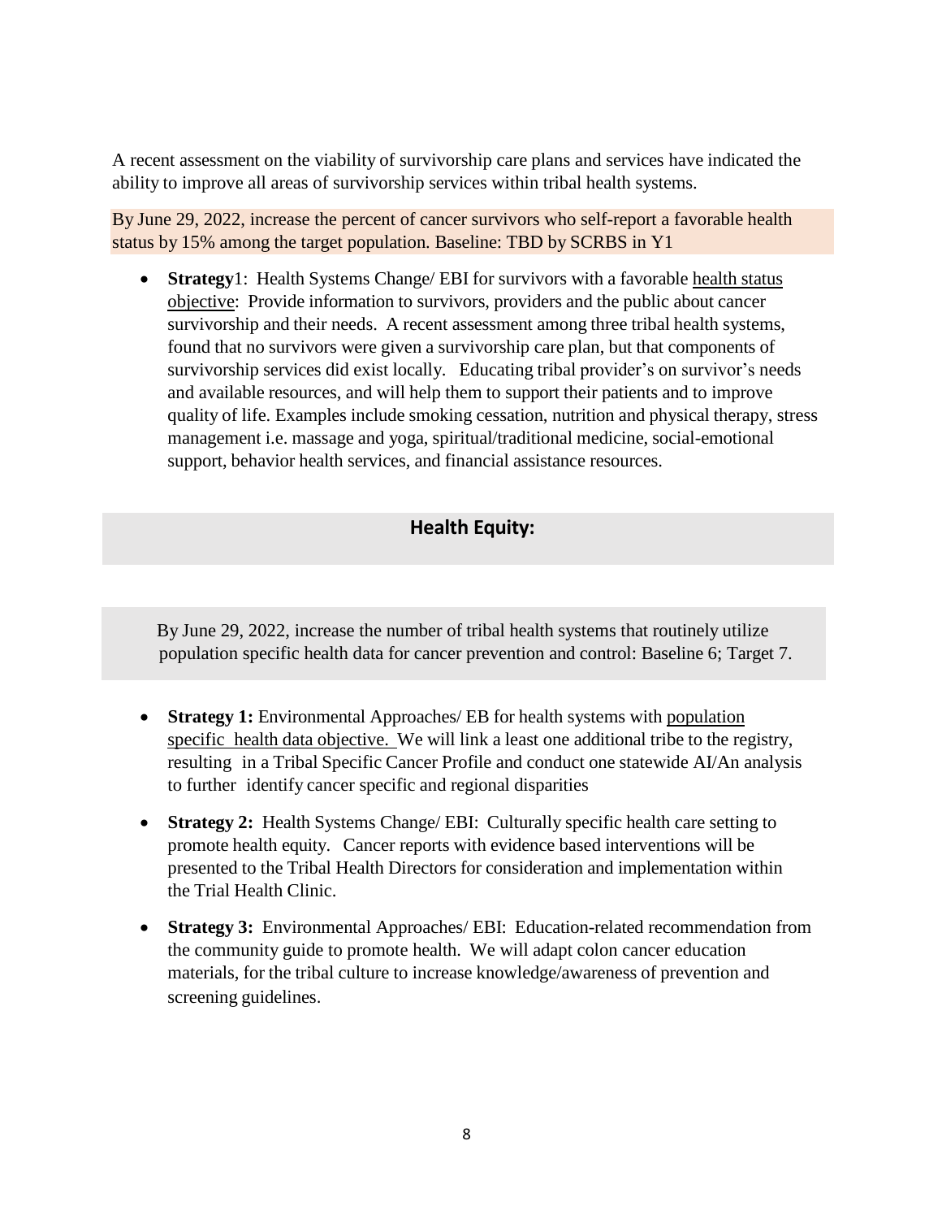A recent assessment on the viability of survivorship care plans and services have indicated the ability to improve all areas of survivorship services within tribal health systems.

By June 29, 2022, increase the percent of cancer survivors who self-report a favorable health status by 15% among the target population. Baseline: TBD by SCRBS in Y1

- **Strategy**1: Health Systems Change/ EBI for survivors with a favorable health status objective: Provide information to survivors, providers and the public about cancer survivorship and their needs. A recent assessment among three tribal health systems, found that no survivors were given a survivorship care plan, but that components of survivorship services did exist locally. Educating tribal provider's on survivor's needs and available resources, and will help them to support their patients and to improve quality of life. Examples include smoking cessation, nutrition and physical therapy, stress management i.e. massage and yoga, spiritual/traditional medicine, social-emotional support, behavior health services, and financial assistance resources.

## Health Equity:

By June 29, 2022, increase the number of tribal health systems that routinely utilize population specific health data for cancer prevention and control: Baseline 6; Target 7.

- **Strategy 1:** Environmental Approaches/ EB for health systems with population specific health data objective. We will link a least one additional tribe to the registry, resulting in a Tribal Specific Cancer Profile and conduct one statewide AI/An analysis to further identify cancer specific and regional disparities
- **Strategy 2:** Health Systems Change/ EBI: Culturally specific health care setting to promote health equity. Cancer reports with evidence based interventions will be presented to the Tribal Health Directors for consideration and implementation within the Trial Health Clinic.
- **Strategy 3:** Environmental Approaches/ EBI: Education-related recommendation from the community guide to promote health. We will adapt colon cancer education materials, for the tribal culture to increase knowledge/awareness of prevention and screening guidelines.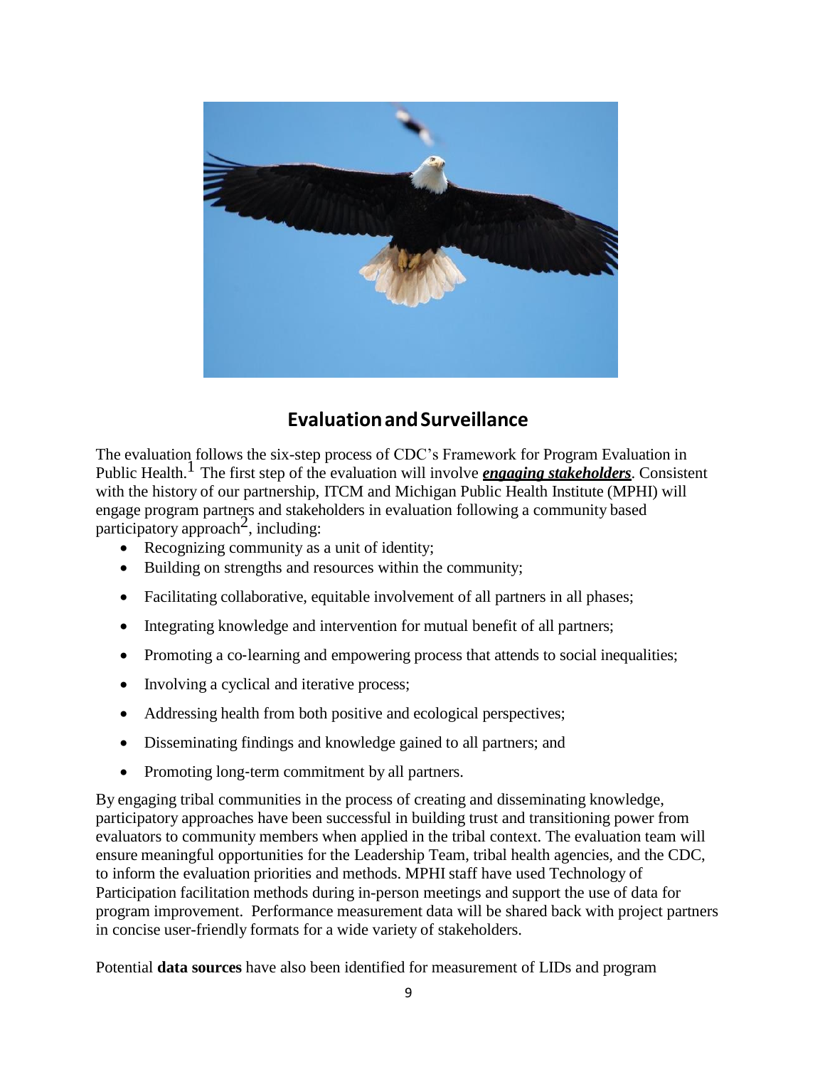## Evaluation and Surveillance

The evaluation follows the six-step process of CDC's Framework for Program Evaluation in Public Health.[1] The first step of the evaluation will involve ***engaging stakeholders***. Consistent with the history of our partnership, ITCM and Michigan Public Health Institute (MPHI) will engage program partners and stakeholders in evaluation following a community based participatory approach[2], including:

- Recognizing community as a unit of identity;
- Building on strengths and resources within the community;
- Facilitating collaborative, equitable involvement of all partners in all phases;
- Integrating knowledge and intervention for mutual benefit of all partners;
- Promoting a co-learning and empowering process that attends to social inequalities;
- Involving a cyclical and iterative process;
- Addressing health from both positive and ecological perspectives;
- Disseminating findings and knowledge gained to all partners; and
- Promoting long-term commitment by all partners.

By engaging tribal communities in the process of creating and disseminating knowledge, participatory approaches have been successful in building trust and transitioning power from evaluators to community members when applied in the tribal context. The evaluation team will ensure meaningful opportunities for the Leadership Team, tribal health agencies, and the CDC, to inform the evaluation priorities and methods. MPHI staff have used Technology of Participation facilitation methods during in-person meetings and support the use of data for program improvement. Performance measurement data will be shared back with project partners in concise user-friendly formats for a wide variety of stakeholders.

Potential **data sources** have also been identified for measurement of LIDs and program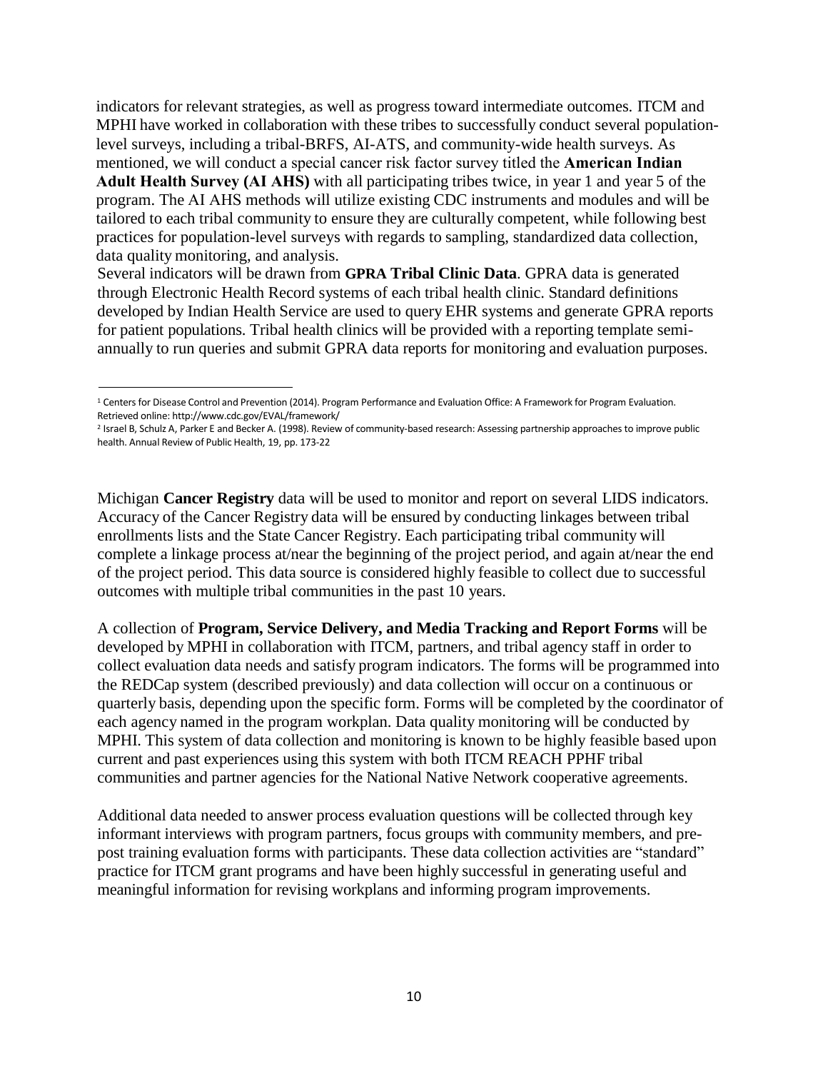indicators for relevant strategies, as well as progress toward intermediate outcomes. ITCM and MPHI have worked in collaboration with these tribes to successfully conduct several population-level surveys, including a tribal-BRFS, AI-ATS, and community-wide health surveys. As mentioned, we will conduct a special cancer risk factor survey titled the **American Indian Adult Health Survey (AI AHS)** with all participating tribes twice, in year 1 and year 5 of the program. The AI AHS methods will utilize existing CDC instruments and modules and will be tailored to each tribal community to ensure they are culturally competent, while following best practices for population-level surveys with regards to sampling, standardized data collection, data quality monitoring, and analysis.

Several indicators will be drawn from **GPRA Tribal Clinic Data**. GPRA data is generated through Electronic Health Record systems of each tribal health clinic. Standard definitions developed by Indian Health Service are used to query EHR systems and generate GPRA reports for patient populations. Tribal health clinics will be provided with a reporting template semi-annually to run queries and submit GPRA data reports for monitoring and evaluation purposes.

[1] Centers for Disease Control and Prevention (2014). Program Performance and Evaluation Office: A Framework for Program Evaluation. Retrieved online: http://www.cdc.gov/EVAL/framework/

[2] Israel B, Schulz A, Parker E and Becker A. (1998). Review of community-based research: Assessing partnership approaches to improve public health. Annual Review of Public Health, 19, pp. 173-22

Michigan **Cancer Registry** data will be used to monitor and report on several LIDS indicators. Accuracy of the Cancer Registry data will be ensured by conducting linkages between tribal enrollments lists and the State Cancer Registry. Each participating tribal community will complete a linkage process at/near the beginning of the project period, and again at/near the end of the project period. This data source is considered highly feasible to collect due to successful outcomes with multiple tribal communities in the past 10 years.

A collection of **Program, Service Delivery, and Media Tracking and Report Forms** will be developed by MPHI in collaboration with ITCM, partners, and tribal agency staff in order to collect evaluation data needs and satisfy program indicators. The forms will be programmed into the REDCap system (described previously) and data collection will occur on a continuous or quarterly basis, depending upon the specific form. Forms will be completed by the coordinator of each agency named in the program workplan. Data quality monitoring will be conducted by MPHI. This system of data collection and monitoring is known to be highly feasible based upon current and past experiences using this system with both ITCM REACH PPHF tribal communities and partner agencies for the National Native Network cooperative agreements.

Additional data needed to answer process evaluation questions will be collected through key informant interviews with program partners, focus groups with community members, and pre-post training evaluation forms with participants. These data collection activities are "standard" practice for ITCM grant programs and have been highly successful in generating useful and meaningful information for revising workplans and informing program improvements.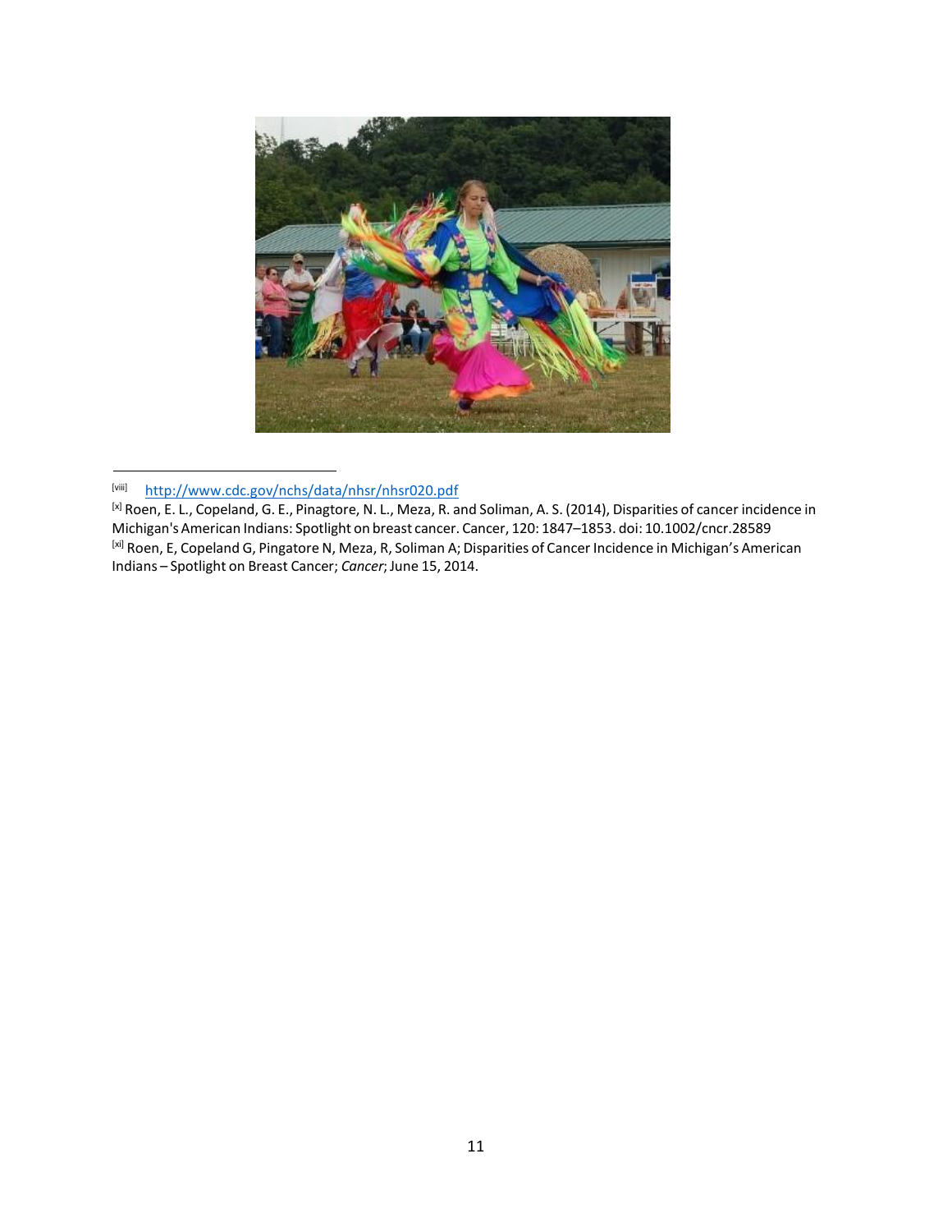[viii] http://www.cdc.gov/nchs/data/nhsr/nhsr020.pdf

[x] Roen, E. L., Copeland, G. E., Pinagtore, N. L., Meza, R. and Soliman, A. S. (2014), Disparities of cancer incidence in Michigan's American Indians: Spotlight on breast cancer. Cancer, 120: 1847–1853. doi: 10.1002/cncr.28589

[xi] Roen, E, Copeland G, Pingatore N, Meza, R, Soliman A; Disparities of Cancer Incidence in Michigan's American Indians – Spotlight on Breast Cancer; *Cancer*; June 15, 2014.